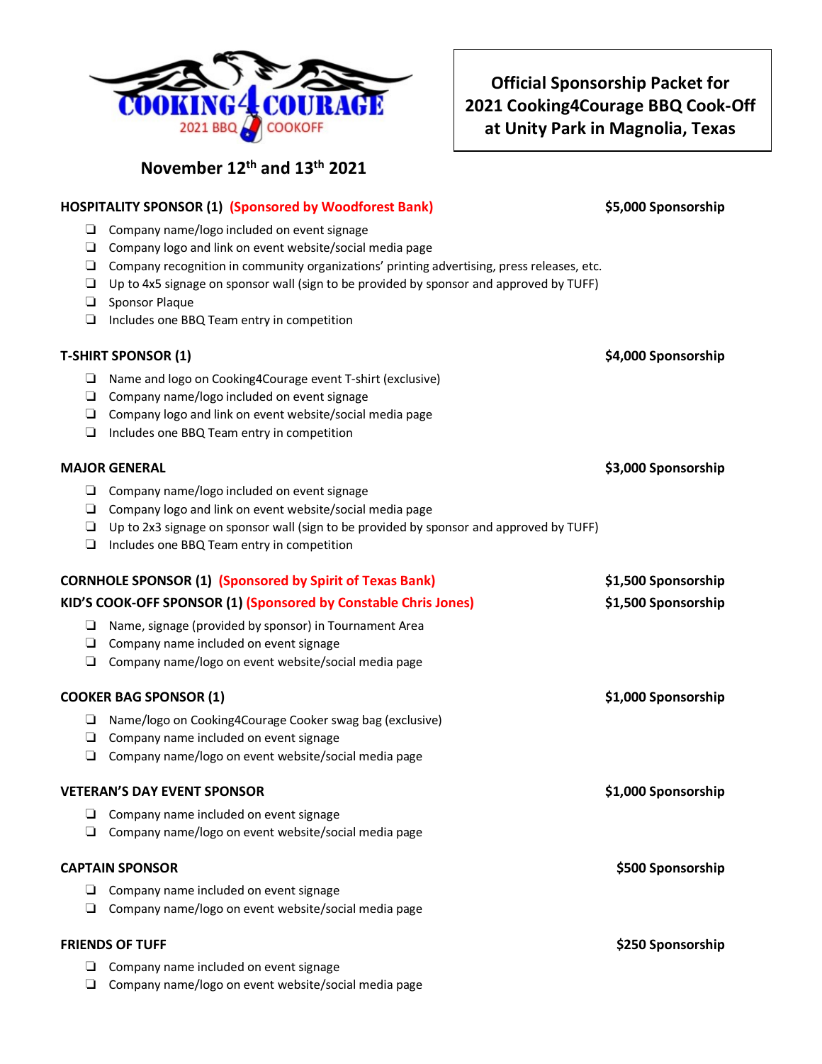COOKING4COURAGE 2021 BBQ COOKOFF

# Official Sponsorship Packet for 2021 Cooking4Courage BBQ Cook-Off at Unity Park in Magnolia, Texas

**November 12th and 13th 2021**

### HOSPITALITY SPONSOR (1) (Sponsored by Woodforest Bank) — $5,000 Sponsorship

- Company name/logo included on event signage
- Company logo and link on event website/social media page
- Company recognition in community organizations' printing advertising, press releases, etc.
- Up to 4x5 signage on sponsor wall (sign to be provided by sponsor and approved by TUFF)
- Sponsor Plaque
- Includes one BBQ Team entry in competition

### T-SHIRT SPONSOR (1) — $4,000 Sponsorship

- Name and logo on Cooking4Courage event T-shirt (exclusive)
- Company name/logo included on event signage
- Company logo and link on event website/social media page
- Includes one BBQ Team entry in competition

### MAJOR GENERAL — $3,000 Sponsorship

- Company name/logo included on event signage
- Company logo and link on event website/social media page
- Up to 2x3 signage on sponsor wall (sign to be provided by sponsor and approved by TUFF)
- Includes one BBQ Team entry in competition

### CORNHOLE SPONSOR (1) (Sponsored by Spirit of Texas Bank) — $1,500 Sponsorship
### KID'S COOK-OFF SPONSOR (1) (Sponsored by Constable Chris Jones) — $1,500 Sponsorship

- Name, signage (provided by sponsor) in Tournament Area
- Company name included on event signage
- Company name/logo on event website/social media page

### COOKER BAG SPONSOR (1) — $1,000 Sponsorship

- Name/logo on Cooking4Courage Cooker swag bag (exclusive)
- Company name included on event signage
- Company name/logo on event website/social media page

### VETERAN'S DAY EVENT SPONSOR — $1,000 Sponsorship

- Company name included on event signage
- Company name/logo on event website/social media page

### CAPTAIN SPONSOR — $500 Sponsorship

- Company name included on event signage
- Company name/logo on event website/social media page

### FRIENDS OF TUFF — $250 Sponsorship

- Company name included on event signage
- Company name/logo on event website/social media page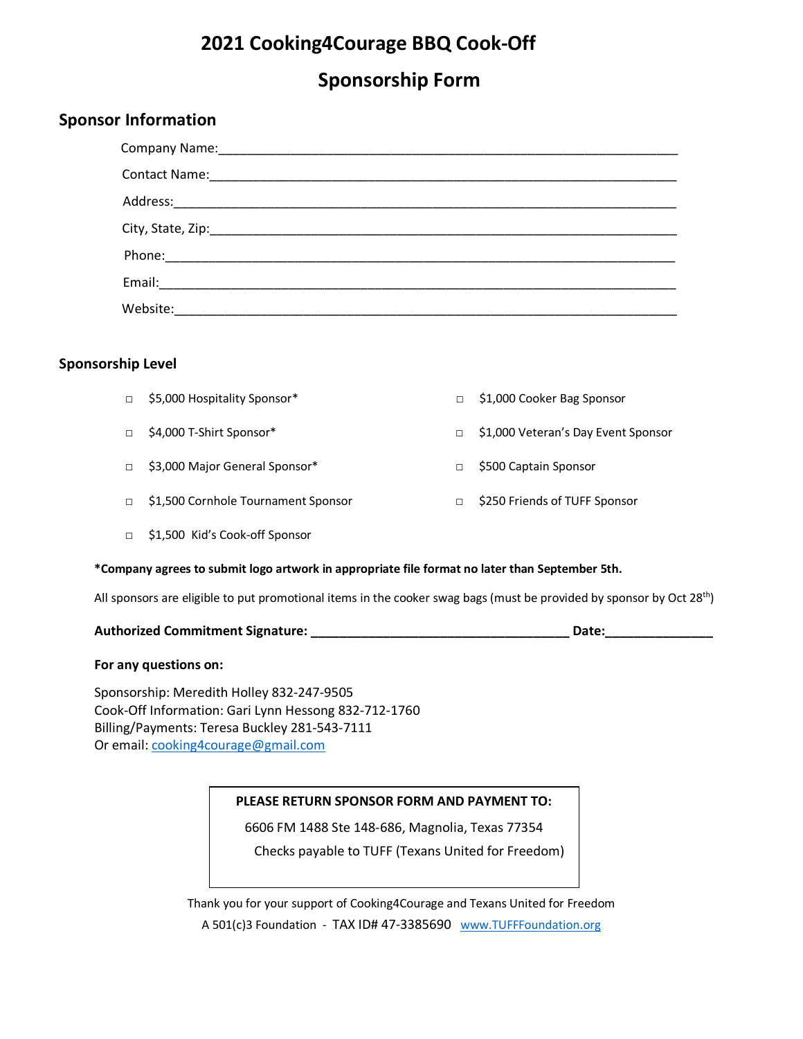# 2021 Cooking4Courage BBQ Cook-Off

# Sponsorship Form

## Sponsor Information

Company Name:___________________________________________________________

Contact Name:___________________________________________________________

Address:________________________________________________________________

City, State, Zip:_________________________________________________________

Phone:_________________________________________________________________

Email:__________________________________________________________________

Website:________________________________________________________________

## Sponsorship Level

- □ $5,000 Hospitality Sponsor*
- □ $4,000 T-Shirt Sponsor*
- □ $3,000 Major General Sponsor*
- □ $1,500 Cornhole Tournament Sponsor
- □ $1,500 Kid's Cook-off Sponsor
- □ $1,000 Cooker Bag Sponsor
- □ $1,000 Veteran's Day Event Sponsor
- □ $500 Captain Sponsor
- □ $250 Friends of TUFF Sponsor

**\*Company agrees to submit logo artwork in appropriate file format no later than September 5th.**

All sponsors are eligible to put promotional items in the cooker swag bags (must be provided by sponsor by Oct 28th)

**Authorized Commitment Signature: ___________________________________ Date:_______________**

**For any questions on:**

Sponsorship: Meredith Holley 832-247-9505
Cook-Off Information: Gari Lynn Hessong 832-712-1760
Billing/Payments: Teresa Buckley 281-543-7111
Or email: cooking4courage@gmail.com

**PLEASE RETURN SPONSOR FORM AND PAYMENT TO:**

6606 FM 1488 Ste 148-686, Magnolia, Texas 77354

Checks payable to TUFF (Texans United for Freedom)

Thank you for your support of Cooking4Courage and Texans United for Freedom

A 501(c)3 Foundation - TAX ID# 47-3385690 www.TUFFFoundation.org